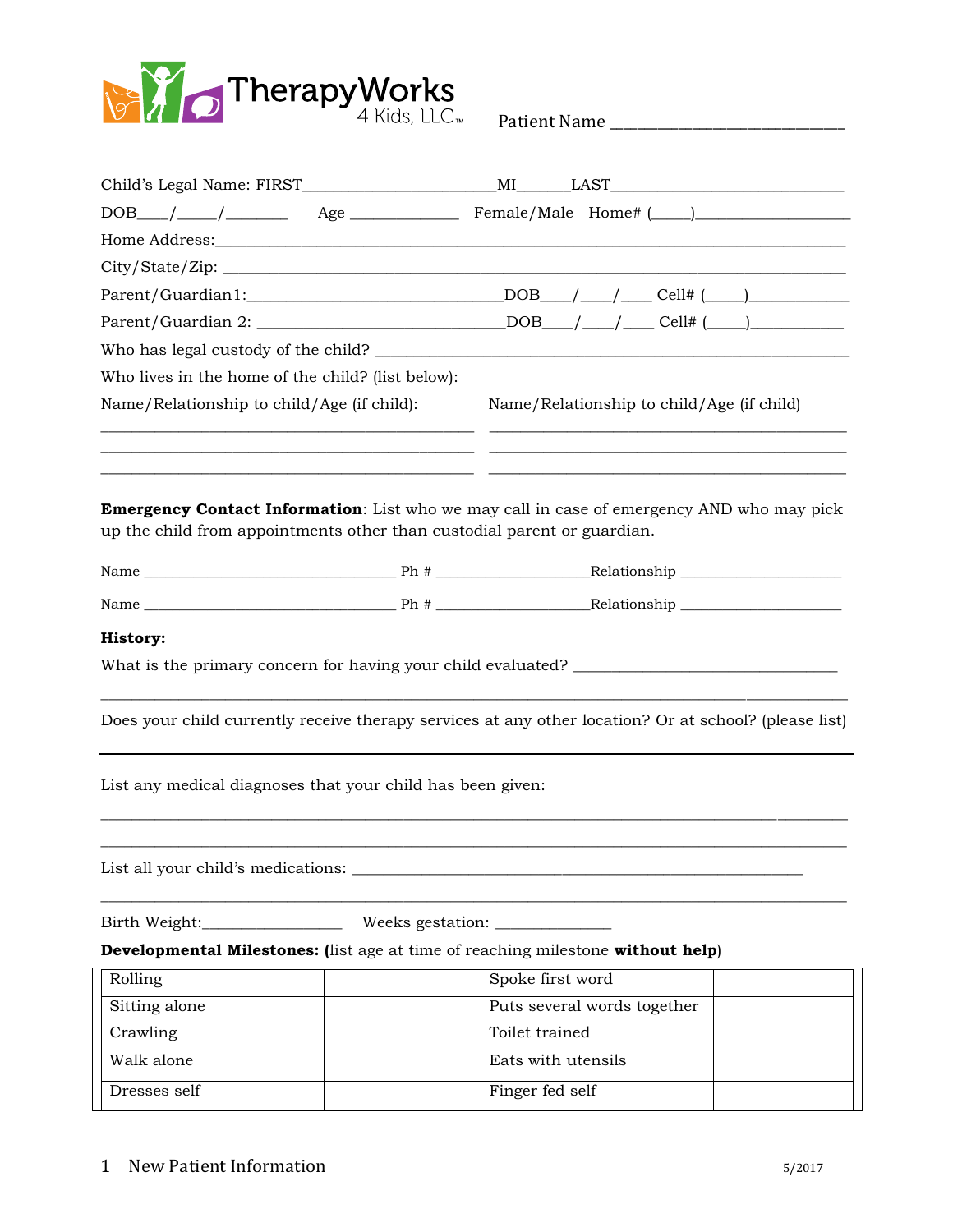TherapyWorks 4 Kids, LLC™

Patient Name ______________________________

Child's Legal Name: FIRST________________________MI______LAST_____________________________

DOB____/_____/________ Age ______________ Female/Male Home# (_____)___________________

Home Address:_______________________________________________________________________

City/State/Zip: _______________________________________________________________________

Parent/Guardian1:______________________________DOB____/____/____ Cell# (_____)____________

Parent/Guardian 2: ____________________________DOB____/____/____ Cell# (_____)___________

Who has legal custody of the child? ___________________________________________________

Who lives in the home of the child? (list below):

Name/Relationship to child/Age (if child): Name/Relationship to child/Age (if child)

_____________________________________________ _____________________________________________

_____________________________________________ _____________________________________________

_____________________________________________ _____________________________________________

**Emergency Contact Information**: List who we may call in case of emergency AND who may pick up the child from appointments other than custodial parent or guardian.

Name _________________________________ Ph # ____________________Relationship _____________________

Name _________________________________ Ph # ____________________Relationship _____________________

**History:**

What is the primary concern for having your child evaluated? _________________________________

_____________________________________________________________________________________

Does your child currently receive therapy services at any other location? Or at school? (please list)

_____________________________________________________________________________________

List any medical diagnoses that your child has been given:

_____________________________________________________________________________________

_____________________________________________________________________________________

List all your child's medications: ________________________________________________________

_____________________________________________________________________________________

Birth Weight:_________________ Weeks gestation: ______________

**Developmental Milestones: (**list age at time of reaching milestone **without help**)

| Milestone | Age | Milestone | Age |
|---|---|---|---|
| Rolling | | Spoke first word | |
| Sitting alone | | Puts several words together | |
| Crawling | | Toilet trained | |
| Walk alone | | Eats with utensils | |
| Dresses self | | Finger fed self | |

New Patient Information 5/2017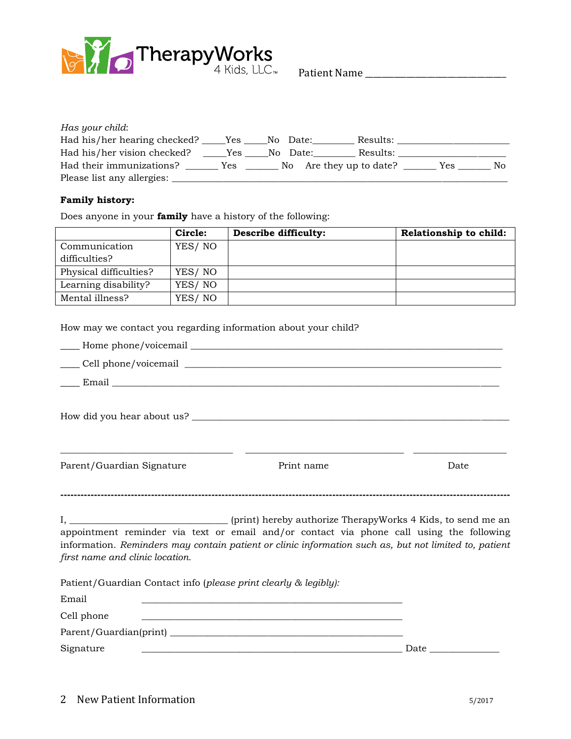TherapyWorks 4 Kids, LLC™

Patient Name ______________________________

*Has your child*:

Had his/her hearing checked? _____Yes _____No Date:________ Results: _______________________

Had his/her vision checked? _____Yes _____No Date:________ Results: _____________________

Had their immunizations? _______ Yes _______ No Are they up to date? _______ Yes _______ No

Please list any allergies: ___________________________________________________________________________

**Family history:**

Does anyone in your **family** have a history of the following:

| | Circle: | Describe difficulty: | Relationship to child: |
|---|---|---|---|
| Communication difficulties? | YES/ NO | | |
| Physical difficulties? | YES/ NO | | |
| Learning disability? | YES/ NO | | |
| Mental illness? | YES/ NO | | |

How may we contact you regarding information about your child?

____ Home phone/voicemail _______________________________________________________________

____ Cell phone/voicemail _______________________________________________________________

____ Email _______________________________________________________________________________

How did you hear about us? ______________________________________________________________

____________________________________ _________________________________ ____________________

Parent/Guardian Signature Print name Date

---

I, _________________________________ (print) hereby authorize TherapyWorks 4 Kids, to send me an appointment reminder via text or email and/or contact via phone call using the following information. *Reminders may contain patient or clinic information such as, but not limited to, patient first name and clinic location.*

Patient/Guardian Contact info (*please print clearly & legibly):*

Email _______________________________________________________

Cell phone _______________________________________________________

Parent/Guardian(print) _______________________________________________________

Signature _______________________________________________________ Date ______________

New Patient Information 5/2017